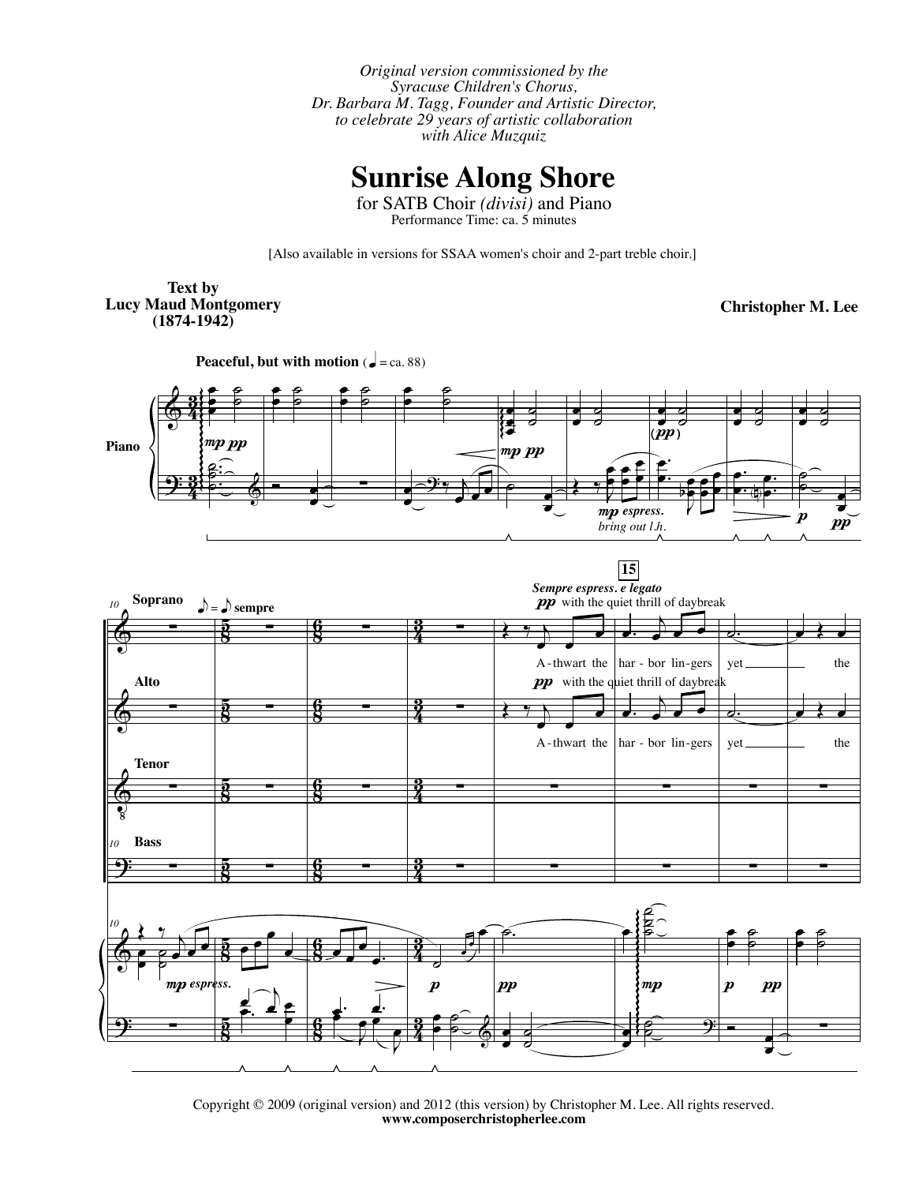*Original version commissioned by the Syracuse Children's Chorus, Dr. Barbara M. Tagg, Founder and Artistic Director, to celebrate 29 years of artistic collaboration with Alice Muzquiz*

# Sunrise Along Shore

for SATB Choir *(divisi)* and Piano

Performance Time: ca. 5 minutes

[Also available in versions for SSAA women's choir and 2-part treble choir.]

**Text by Lucy Maud Montgomery (1874-1942)**

**Christopher M. Lee**

**Peaceful, but with motion** (♩ = ca. 88)

Copyright © 2009 (original version) and 2012 (this version) by Christopher M. Lee. All rights reserved.

**www.composerchristopherlee.com**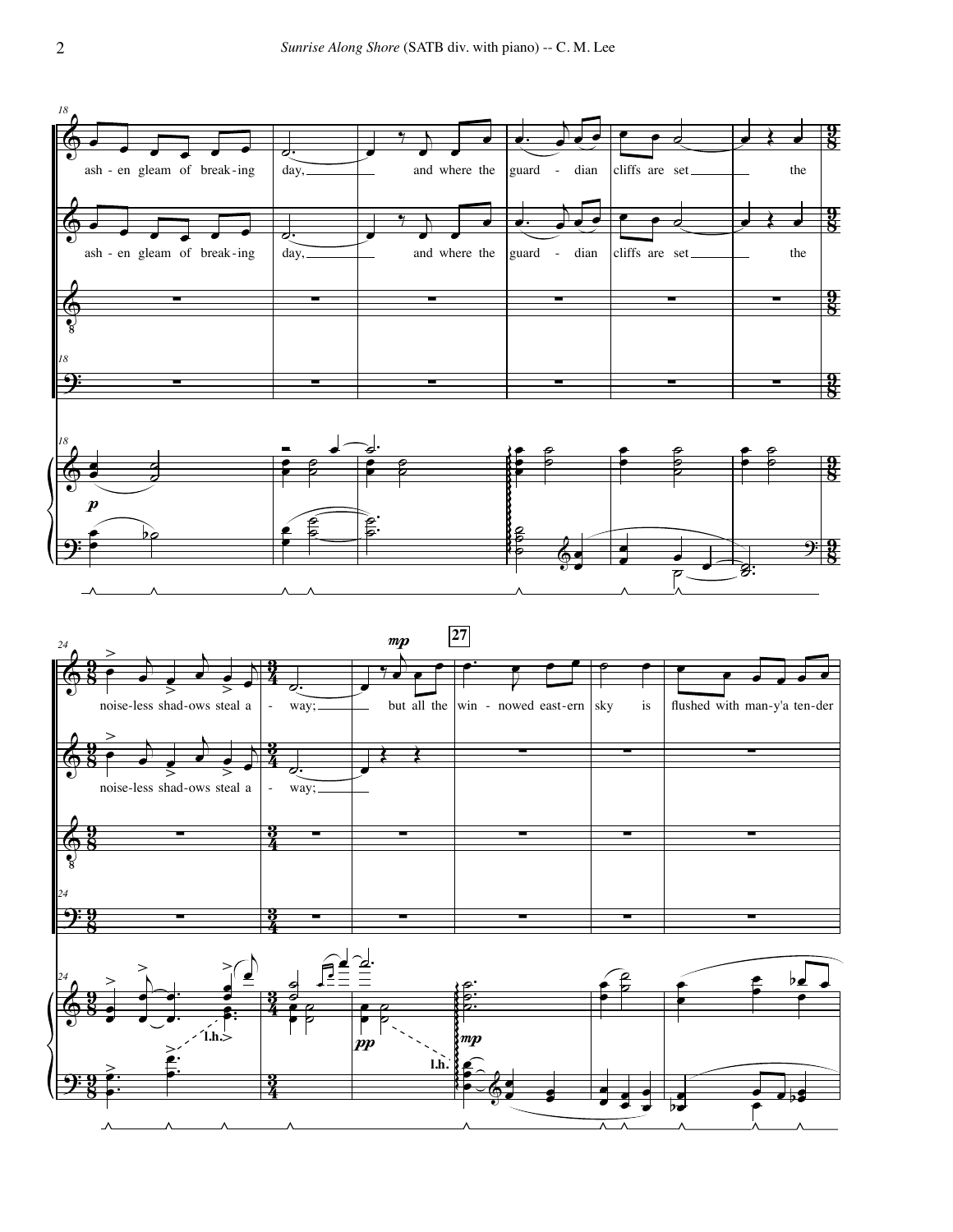ash - en gleam of break - ing day, and where the guard - dian cliffs are set the

noise-less shad-ows steal a - way; but all the win - nowed east-ern sky is flushed with man-y'a ten-der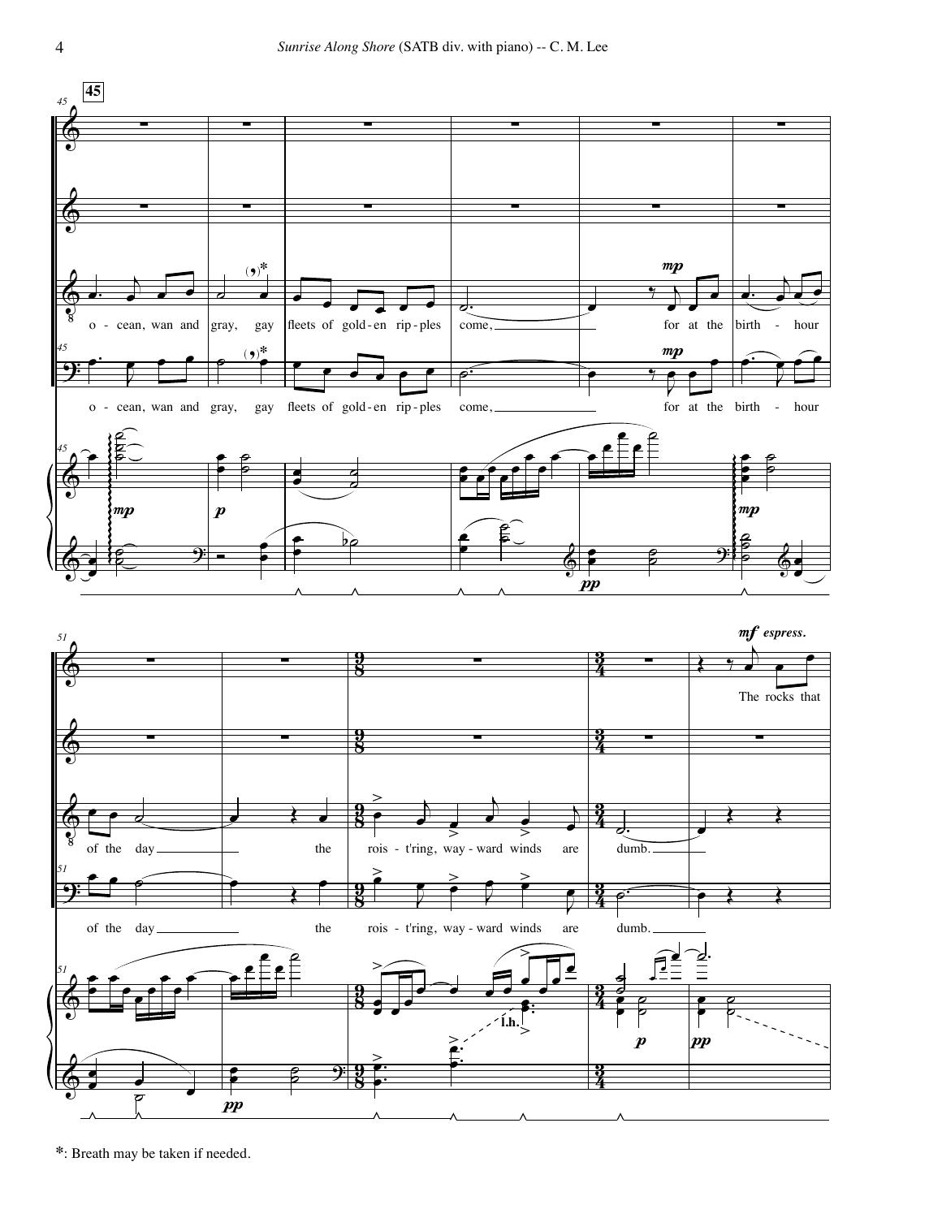*: Breath may be taken if needed.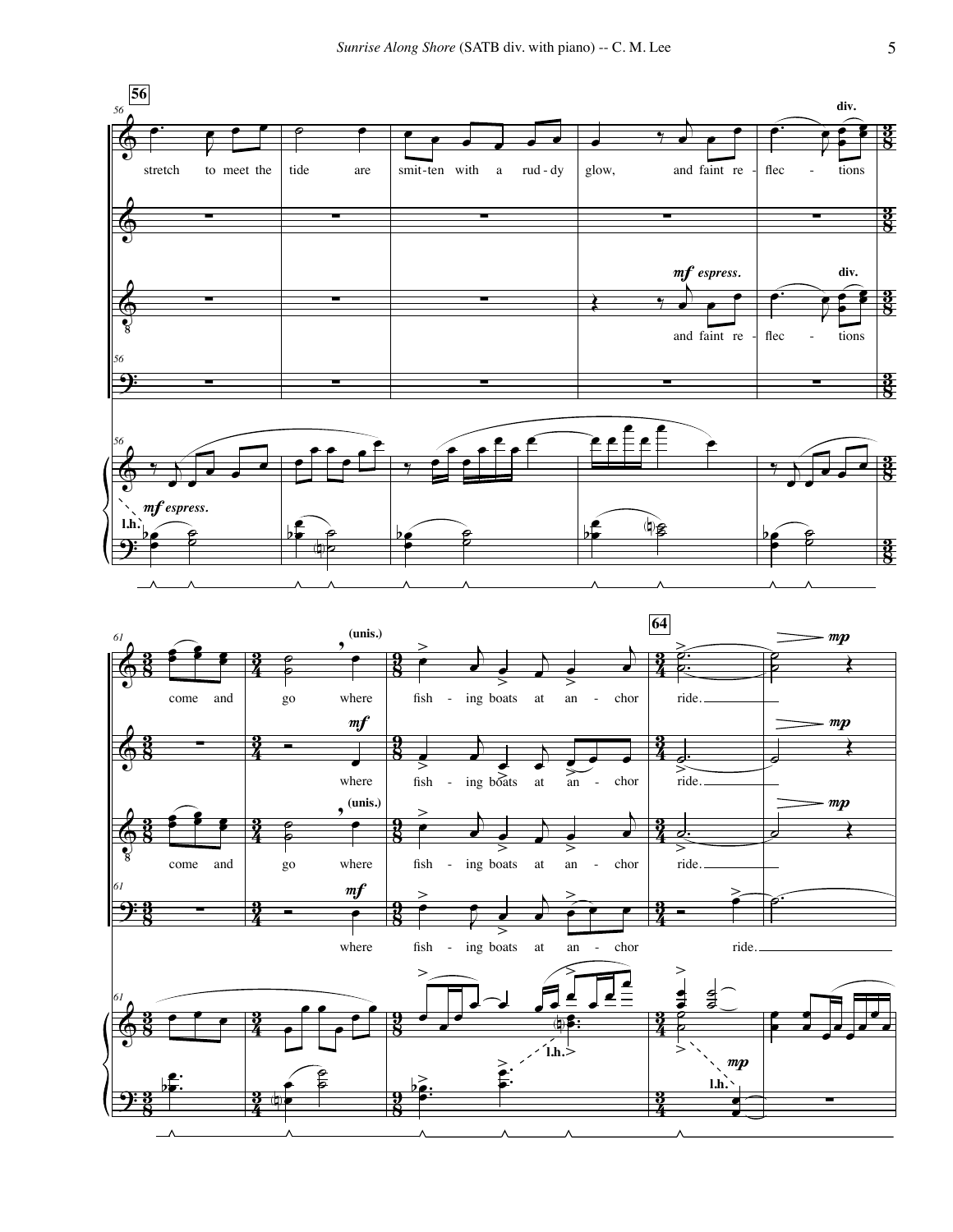**56**

stretch to meet the tide are smit-ten with a rud-dy glow, and faint re - flec - tions come and go where fish - ing boats at an - chor ride.

*mf espress.* and faint re - flec - tions come and go where fish - ing boats at an - chor ride.

**64**

where fish - ing boats at an - chor ride.

where fish - ing boats at an - chor ride.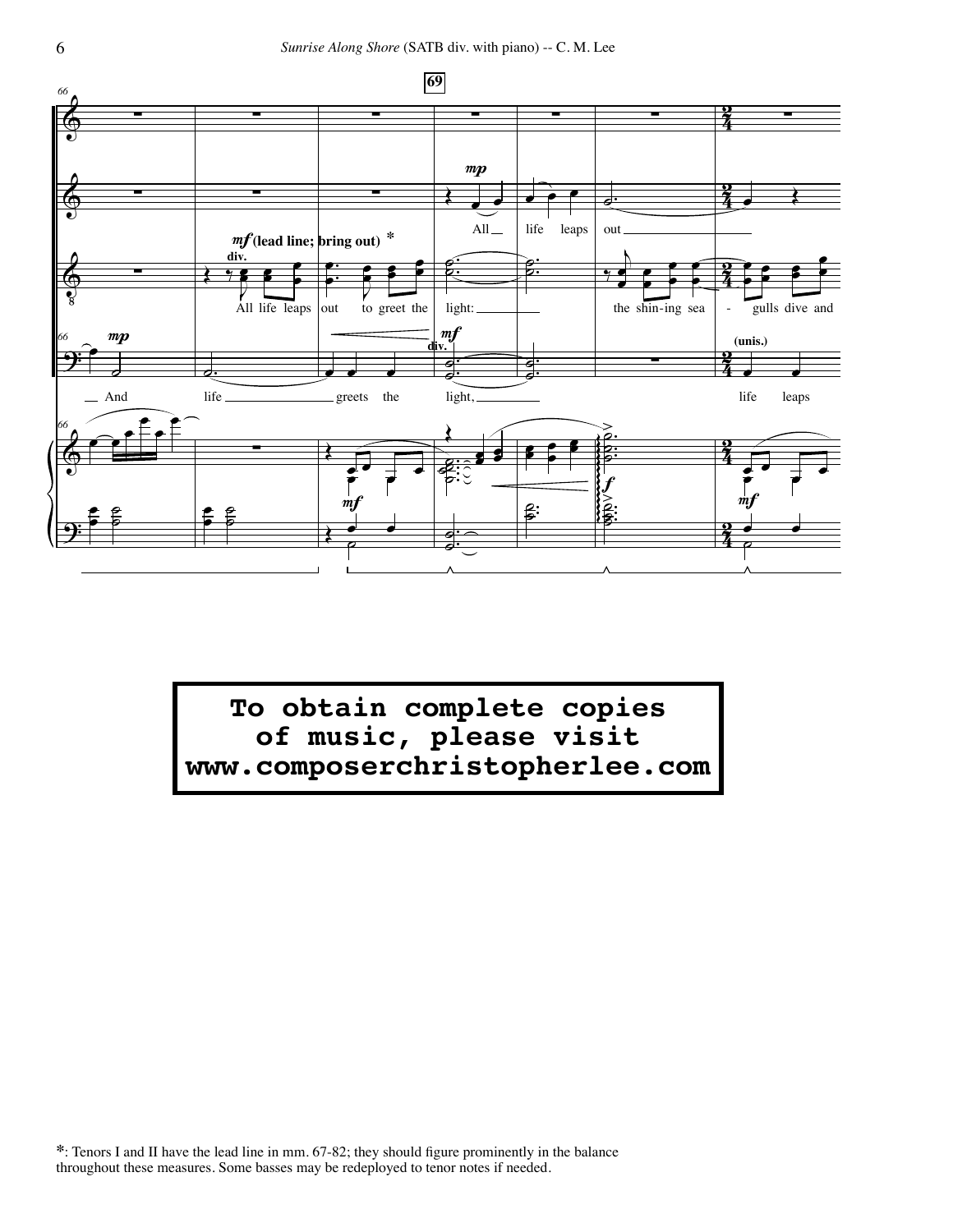**To obtain complete copies of music, please visit www.composerchristopherlee.com**

*: Tenors I and II have the lead line in mm. 67-82; they should figure prominently in the balance throughout these measures. Some basses may be redeployed to tenor notes if needed.